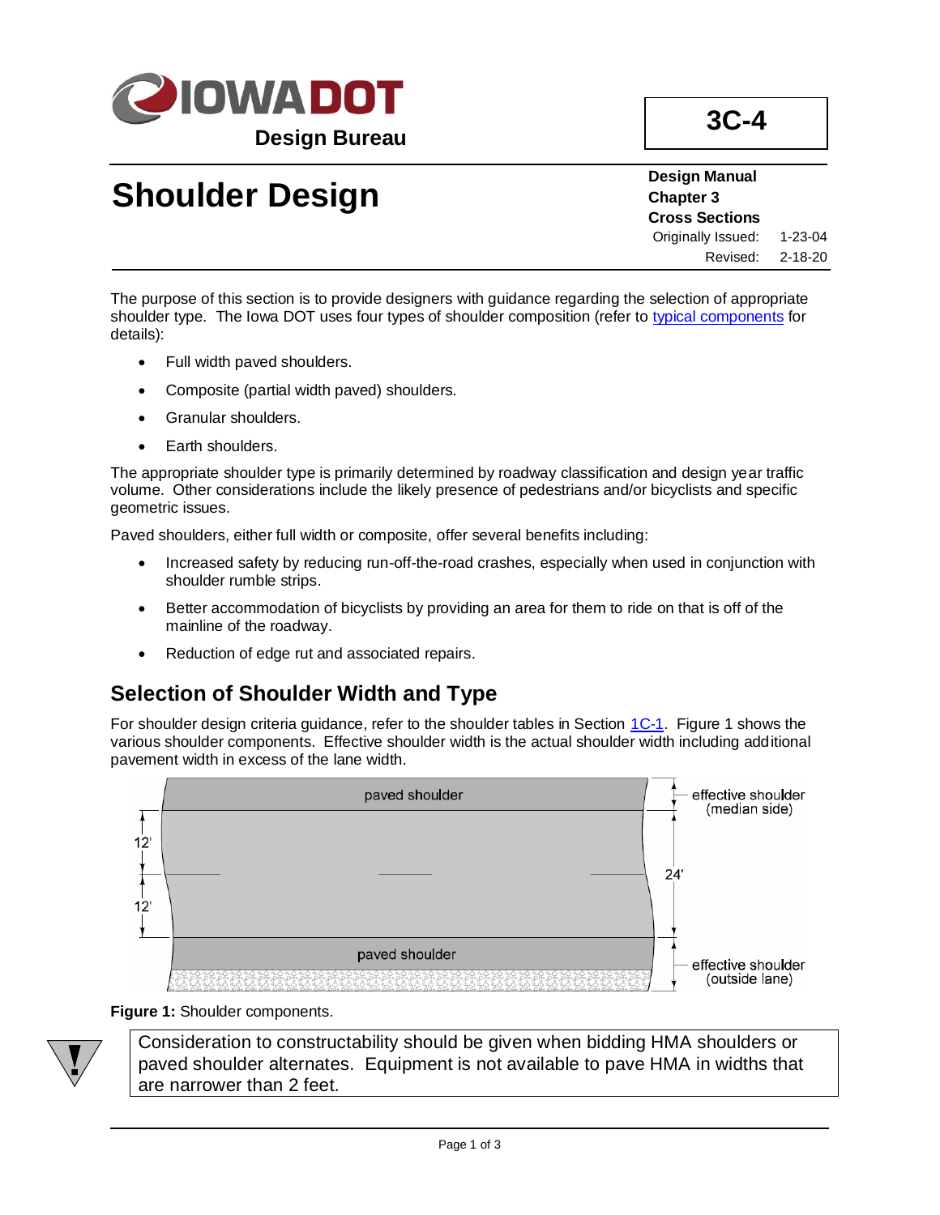**IOWA DOT**
**Design Bureau**

**3C-4**

# Shoulder Design

**Design Manual**
**Chapter 3**
**Cross Sections**
Originally Issued: 1-23-04
Revised: 2-18-20

The purpose of this section is to provide designers with guidance regarding the selection of appropriate shoulder type. The Iowa DOT uses four types of shoulder composition (refer to typical components for details):

- Full width paved shoulders.
- Composite (partial width paved) shoulders.
- Granular shoulders.
- Earth shoulders.

The appropriate shoulder type is primarily determined by roadway classification and design year traffic volume. Other considerations include the likely presence of pedestrians and/or bicyclists and specific geometric issues.

Paved shoulders, either full width or composite, offer several benefits including:

- Increased safety by reducing run-off-the-road crashes, especially when used in conjunction with shoulder rumble strips.
- Better accommodation of bicyclists by providing an area for them to ride on that is off of the mainline of the roadway.
- Reduction of edge rut and associated repairs.

## Selection of Shoulder Width and Type

For shoulder design criteria guidance, refer to the shoulder tables in Section 1C-1. Figure 1 shows the various shoulder components. Effective shoulder width is the actual shoulder width including additional pavement width in excess of the lane width.

paved shoulder | effective shoulder (median side) | 12' | 12' | 24' | paved shoulder | effective shoulder (outside lane)

**Figure 1:** Shoulder components.

> Consideration to constructability should be given when bidding HMA shoulders or paved shoulder alternates. Equipment is not available to pave HMA in widths that are narrower than 2 feet.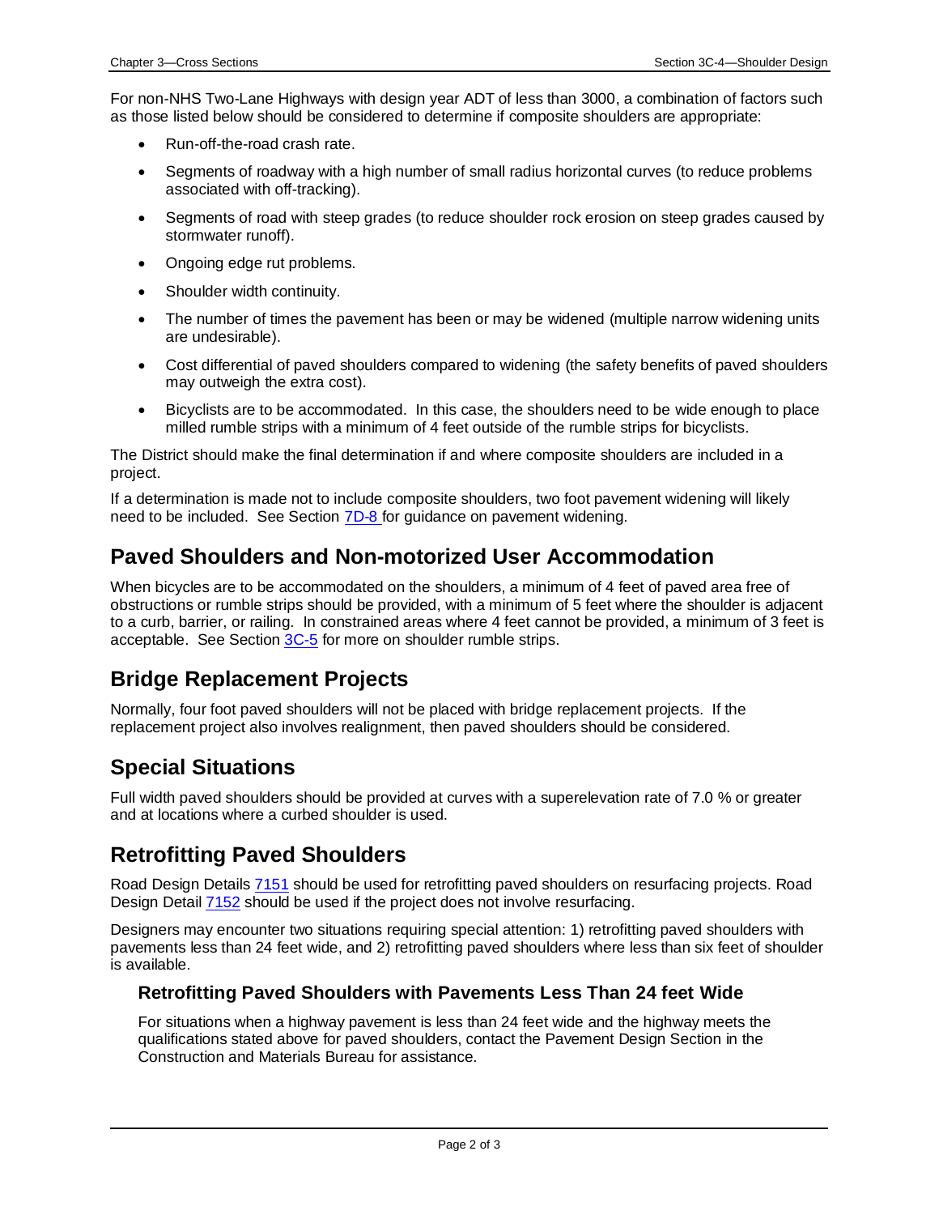For non-NHS Two-Lane Highways with design year ADT of less than 3000, a combination of factors such as those listed below should be considered to determine if composite shoulders are appropriate:

- Run-off-the-road crash rate.
- Segments of roadway with a high number of small radius horizontal curves (to reduce problems associated with off-tracking).
- Segments of road with steep grades (to reduce shoulder rock erosion on steep grades caused by stormwater runoff).
- Ongoing edge rut problems.
- Shoulder width continuity.
- The number of times the pavement has been or may be widened (multiple narrow widening units are undesirable).
- Cost differential of paved shoulders compared to widening (the safety benefits of paved shoulders may outweigh the extra cost).
- Bicyclists are to be accommodated. In this case, the shoulders need to be wide enough to place milled rumble strips with a minimum of 4 feet outside of the rumble strips for bicyclists.

The District should make the final determination if and where composite shoulders are included in a project.

If a determination is made not to include composite shoulders, two foot pavement widening will likely need to be included. See Section 7D-8 for guidance on pavement widening.

## Paved Shoulders and Non-motorized User Accommodation

When bicycles are to be accommodated on the shoulders, a minimum of 4 feet of paved area free of obstructions or rumble strips should be provided, with a minimum of 5 feet where the shoulder is adjacent to a curb, barrier, or railing. In constrained areas where 4 feet cannot be provided, a minimum of 3 feet is acceptable. See Section 3C-5 for more on shoulder rumble strips.

## Bridge Replacement Projects

Normally, four foot paved shoulders will not be placed with bridge replacement projects. If the replacement project also involves realignment, then paved shoulders should be considered.

## Special Situations

Full width paved shoulders should be provided at curves with a superelevation rate of 7.0 % or greater and at locations where a curbed shoulder is used.

## Retrofitting Paved Shoulders

Road Design Details 7151 should be used for retrofitting paved shoulders on resurfacing projects. Road Design Detail 7152 should be used if the project does not involve resurfacing.

Designers may encounter two situations requiring special attention: 1) retrofitting paved shoulders with pavements less than 24 feet wide, and 2) retrofitting paved shoulders where less than six feet of shoulder is available.

### Retrofitting Paved Shoulders with Pavements Less Than 24 feet Wide

For situations when a highway pavement is less than 24 feet wide and the highway meets the qualifications stated above for paved shoulders, contact the Pavement Design Section in the Construction and Materials Bureau for assistance.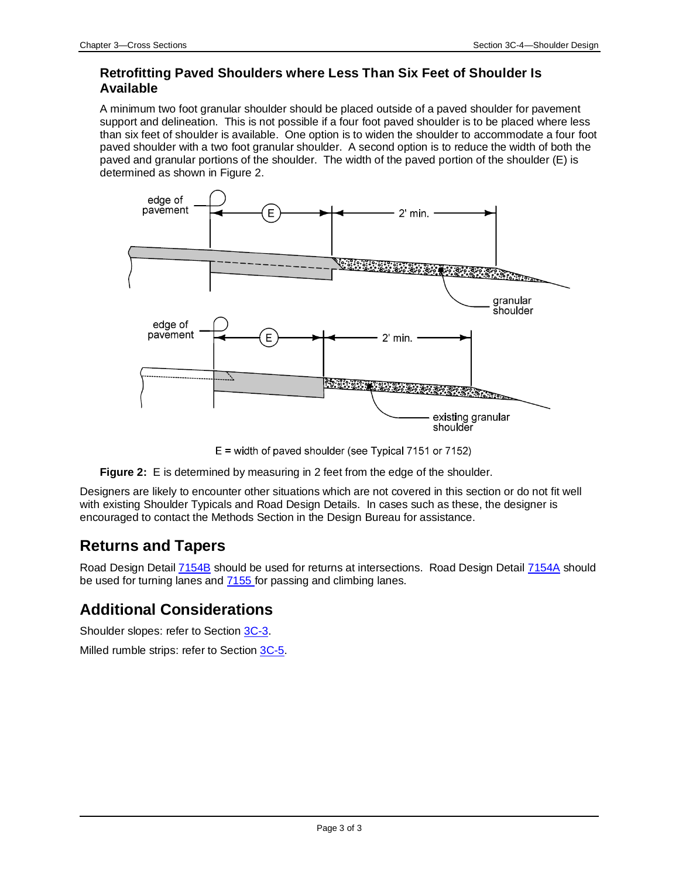### Retrofitting Paved Shoulders where Less Than Six Feet of Shoulder Is Available

A minimum two foot granular shoulder should be placed outside of a paved shoulder for pavement support and delineation. This is not possible if a four foot paved shoulder is to be placed where less than six feet of shoulder is available. One option is to widen the shoulder to accommodate a four foot paved shoulder with a two foot granular shoulder. A second option is to reduce the width of both the paved and granular portions of the shoulder. The width of the paved portion of the shoulder (E) is determined as shown in Figure 2.

E = width of paved shoulder (see Typical 7151 or 7152)

**Figure 2:** E is determined by measuring in 2 feet from the edge of the shoulder.

Designers are likely to encounter other situations which are not covered in this section or do not fit well with existing Shoulder Typicals and Road Design Details. In cases such as these, the designer is encouraged to contact the Methods Section in the Design Bureau for assistance.

## Returns and Tapers

Road Design Detail 7154B should be used for returns at intersections. Road Design Detail 7154A should be used for turning lanes and 7155 for passing and climbing lanes.

## Additional Considerations

Shoulder slopes: refer to Section 3C-3.

Milled rumble strips: refer to Section 3C-5.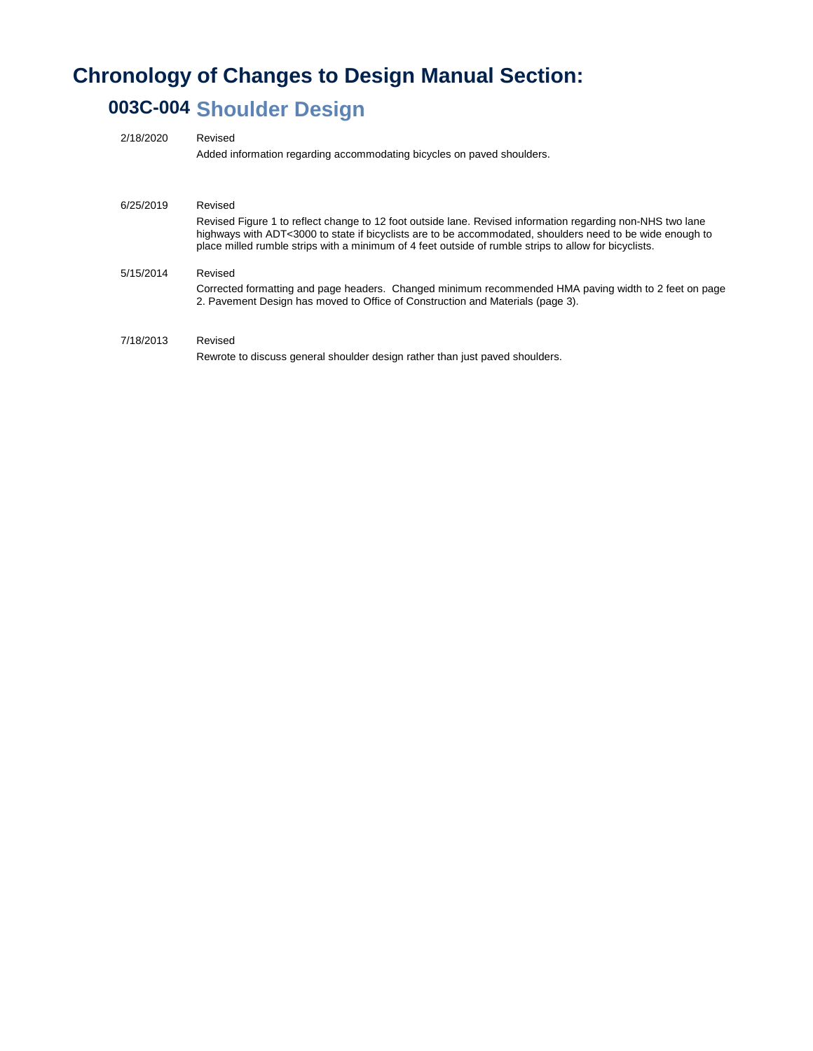# Chronology of Changes to Design Manual Section:

## 003C-004 Shoulder Design

2/18/2020 Revised

Added information regarding accommodating bicycles on paved shoulders.

6/25/2019 Revised

Revised Figure 1 to reflect change to 12 foot outside lane. Revised information regarding non-NHS two lane highways with ADT<3000 to state if bicyclists are to be accommodated, shoulders need to be wide enough to place milled rumble strips with a minimum of 4 feet outside of rumble strips to allow for bicyclists.

5/15/2014 Revised

Corrected formatting and page headers. Changed minimum recommended HMA paving width to 2 feet on page 2. Pavement Design has moved to Office of Construction and Materials (page 3).

7/18/2013 Revised

Rewrote to discuss general shoulder design rather than just paved shoulders.